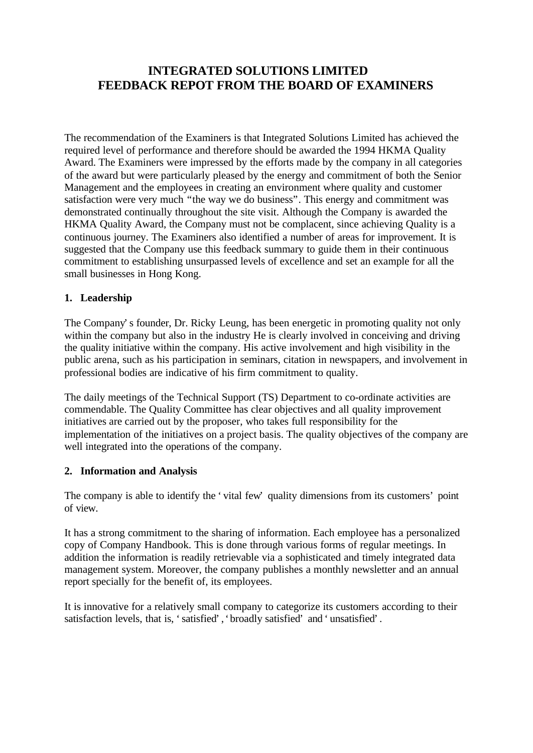# INTEGRATED SOLUTIONS LIMITED
# FEEDBACK REPOT FROM THE BOARD OF EXAMINERS

The recommendation of the Examiners is that Integrated Solutions Limited has achieved the required level of performance and therefore should be awarded the 1994 HKMA Quality Award. The Examiners were impressed by the efforts made by the company in all categories of the award but were particularly pleased by the energy and commitment of both the Senior Management and the employees in creating an environment where quality and customer satisfaction were very much "the way we do business". This energy and commitment was demonstrated continually throughout the site visit. Although the Company is awarded the HKMA Quality Award, the Company must not be complacent, since achieving Quality is a continuous journey. The Examiners also identified a number of areas for improvement. It is suggested that the Company use this feedback summary to guide them in their continuous commitment to establishing unsurpassed levels of excellence and set an example for all the small businesses in Hong Kong.

## 1. Leadership

The Company's founder, Dr. Ricky Leung, has been energetic in promoting quality not only within the company but also in the industry He is clearly involved in conceiving and driving the quality initiative within the company. His active involvement and high visibility in the public arena, such as his participation in seminars, citation in newspapers, and involvement in professional bodies are indicative of his firm commitment to quality.

The daily meetings of the Technical Support (TS) Department to co-ordinate activities are commendable. The Quality Committee has clear objectives and all quality improvement initiatives are carried out by the proposer, who takes full responsibility for the implementation of the initiatives on a project basis. The quality objectives of the company are well integrated into the operations of the company.

## 2. Information and Analysis

The company is able to identify the 'vital few' quality dimensions from its customers' point of view.

It has a strong commitment to the sharing of information. Each employee has a personalized copy of Company Handbook. This is done through various forms of regular meetings. In addition the information is readily retrievable via a sophisticated and timely integrated data management system. Moreover, the company publishes a monthly newsletter and an annual report specially for the benefit of, its employees.

It is innovative for a relatively small company to categorize its customers according to their satisfaction levels, that is, 'satisfied', 'broadly satisfied' and 'unsatisfied'.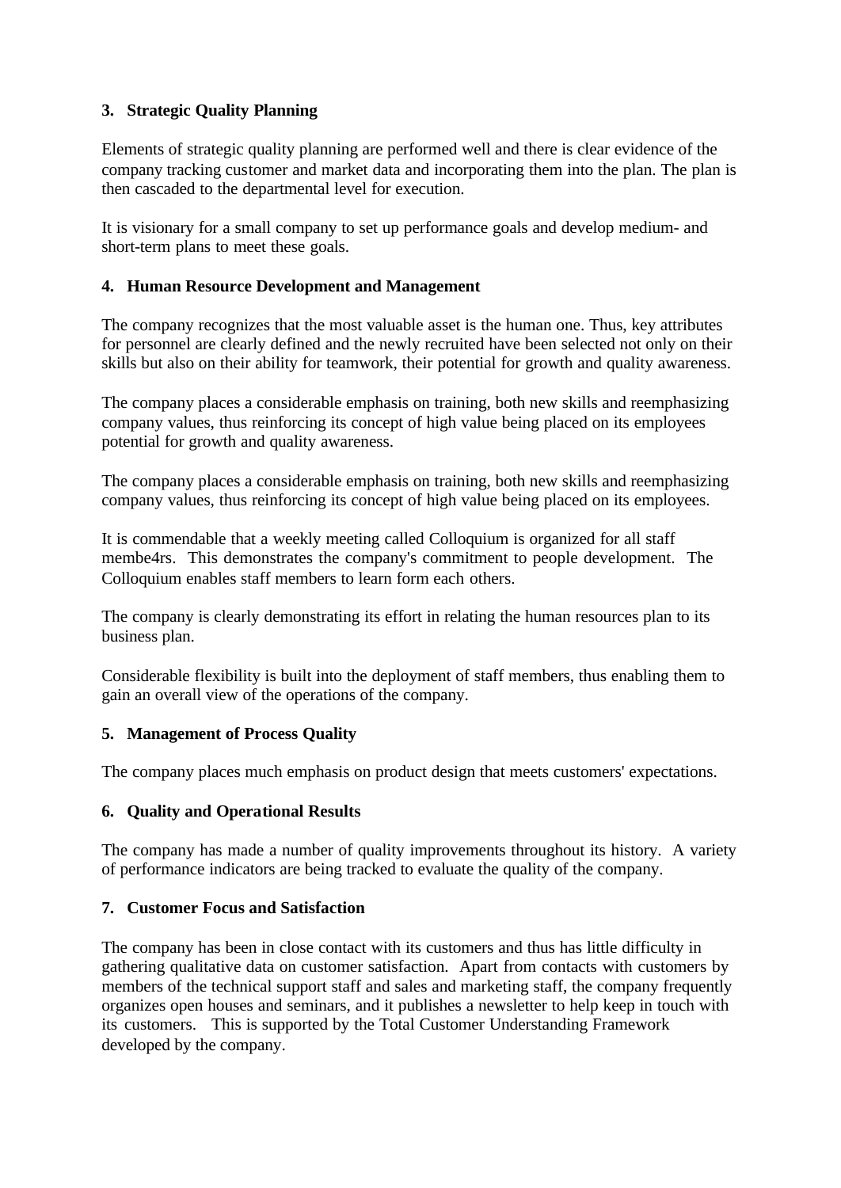## 3. Strategic Quality Planning

Elements of strategic quality planning are performed well and there is clear evidence of the company tracking customer and market data and incorporating them into the plan. The plan is then cascaded to the departmental level for execution.

It is visionary for a small company to set up performance goals and develop medium- and short-term plans to meet these goals.

## 4. Human Resource Development and Management

The company recognizes that the most valuable asset is the human one. Thus, key attributes for personnel are clearly defined and the newly recruited have been selected not only on their skills but also on their ability for teamwork, their potential for growth and quality awareness.

The company places a considerable emphasis on training, both new skills and reemphasizing company values, thus reinforcing its concept of high value being placed on its employees potential for growth and quality awareness.

The company places a considerable emphasis on training, both new skills and reemphasizing company values, thus reinforcing its concept of high value being placed on its employees.

It is commendable that a weekly meeting called Colloquium is organized for all staff membe4rs. This demonstrates the company's commitment to people development. The Colloquium enables staff members to learn form each others.

The company is clearly demonstrating its effort in relating the human resources plan to its business plan.

Considerable flexibility is built into the deployment of staff members, thus enabling them to gain an overall view of the operations of the company.

## 5. Management of Process Quality

The company places much emphasis on product design that meets customers' expectations.

## 6. Quality and Operational Results

The company has made a number of quality improvements throughout its history. A variety of performance indicators are being tracked to evaluate the quality of the company.

## 7. Customer Focus and Satisfaction

The company has been in close contact with its customers and thus has little difficulty in gathering qualitative data on customer satisfaction. Apart from contacts with customers by members of the technical support staff and sales and marketing staff, the company frequently organizes open houses and seminars, and it publishes a newsletter to help keep in touch with its customers. This is supported by the Total Customer Understanding Framework developed by the company.